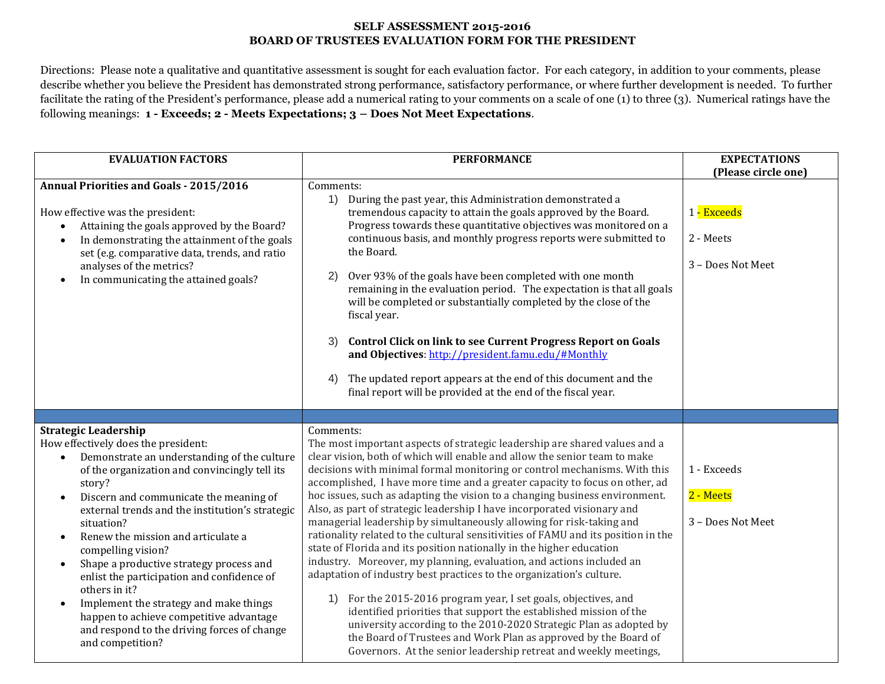**SELF ASSESSMENT 2015-2016**
**BOARD OF TRUSTEES EVALUATION FORM FOR THE PRESIDENT**

Directions: Please note a qualitative and quantitative assessment is sought for each evaluation factor. For each category, in addition to your comments, please describe whether you believe the President has demonstrated strong performance, satisfactory performance, or where further development is needed. To further facilitate the rating of the President's performance, please add a numerical rating to your comments on a scale of one (1) to three (3). Numerical ratings have the following meanings: **1 - Exceeds; 2 - Meets Expectations; 3 – Does Not Meet Expectations**.

| EVALUATION FACTORS | PERFORMANCE | EXPECTATIONS (Please circle one) |
|---|---|---|
| **Annual Priorities and Goals - 2015/2016**<br><br>How effective was the president:<br>• Attaining the goals approved by the Board?<br>• In demonstrating the attainment of the goals set (e.g. comparative data, trends, and ratio analyses of the metrics?<br>• In communicating the attained goals? | Comments:<br>1) During the past year, this Administration demonstrated a tremendous capacity to attain the goals approved by the Board. Progress towards these quantitative objectives was monitored on a continuous basis, and monthly progress reports were submitted to the Board.<br><br>2) Over 93% of the goals have been completed with one month remaining in the evaluation period. The expectation is that all goals will be completed or substantially completed by the close of the fiscal year.<br><br>3) **Control Click on link to see Current Progress Report on Goals and Objectives**: http://president.famu.edu/#Monthly<br><br>4) The updated report appears at the end of this document and the final report will be provided at the end of the fiscal year. | 1 - Exceeds (highlighted)<br><br>2 - Meets<br><br>3 – Does Not Meet |
| | | |
| **Strategic Leadership**<br>How effectively does the president:<br>• Demonstrate an understanding of the culture of the organization and convincingly tell its story?<br>• Discern and communicate the meaning of external trends and the institution's strategic situation?<br>• Renew the mission and articulate a compelling vision?<br>• Shape a productive strategy process and enlist the participation and confidence of others in it?<br>• Implement the strategy and make things happen to achieve competitive advantage and respond to the driving forces of change and competition? | Comments:<br>The most important aspects of strategic leadership are shared values and a clear vision, both of which will enable and allow the senior team to make decisions with minimal formal monitoring or control mechanisms. With this accomplished, I have more time and a greater capacity to focus on other, ad hoc issues, such as adapting the vision to a changing business environment. Also, as part of strategic leadership I have incorporated visionary and managerial leadership by simultaneously allowing for risk-taking and rationality related to the cultural sensitivities of FAMU and its position in the state of Florida and its position nationally in the higher education industry. Moreover, my planning, evaluation, and actions included an adaptation of industry best practices to the organization's culture.<br><br>1) For the 2015-2016 program year, I set goals, objectives, and identified priorities that support the established mission of the university according to the 2010-2020 Strategic Plan as adopted by the Board of Trustees and Work Plan as approved by the Board of Governors. At the senior leadership retreat and weekly meetings, | 1 - Exceeds<br><br>2 - Meets (highlighted)<br><br>3 – Does Not Meet |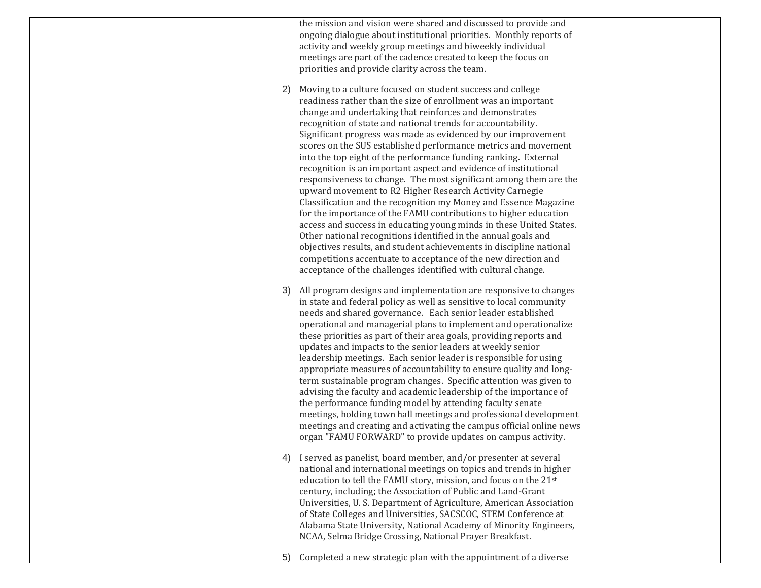| | | |
|---|---|---|
| | the mission and vision were shared and discussed to provide and ongoing dialogue about institutional priorities. Monthly reports of activity and weekly group meetings and biweekly individual meetings are part of the cadence created to keep the focus on priorities and provide clarity across the team.<br><br>2) Moving to a culture focused on student success and college readiness rather than the size of enrollment was an important change and undertaking that reinforces and demonstrates recognition of state and national trends for accountability. Significant progress was made as evidenced by our improvement scores on the SUS established performance metrics and movement into the top eight of the performance funding ranking. External recognition is an important aspect and evidence of institutional responsiveness to change. The most significant among them are the upward movement to R2 Higher Research Activity Carnegie Classification and the recognition my Money and Essence Magazine for the importance of the FAMU contributions to higher education access and success in educating young minds in these United States. Other national recognitions identified in the annual goals and objectives results, and student achievements in discipline national competitions accentuate to acceptance of the new direction and acceptance of the challenges identified with cultural change.<br><br>3) All program designs and implementation are responsive to changes in state and federal policy as well as sensitive to local community needs and shared governance. Each senior leader established operational and managerial plans to implement and operationalize these priorities as part of their area goals, providing reports and updates and impacts to the senior leaders at weekly senior leadership meetings. Each senior leader is responsible for using appropriate measures of accountability to ensure quality and long-term sustainable program changes. Specific attention was given to advising the faculty and academic leadership of the importance of the performance funding model by attending faculty senate meetings, holding town hall meetings and professional development meetings and creating and activating the campus official online news organ "FAMU FORWARD" to provide updates on campus activity.<br><br>4) I served as panelist, board member, and/or presenter at several national and international meetings on topics and trends in higher education to tell the FAMU story, mission, and focus on the 21st century, including; the Association of Public and Land-Grant Universities, U. S. Department of Agriculture, American Association of State Colleges and Universities, SACSCOC, STEM Conference at Alabama State University, National Academy of Minority Engineers, NCAA, Selma Bridge Crossing, National Prayer Breakfast.<br><br>5) Completed a new strategic plan with the appointment of a diverse | |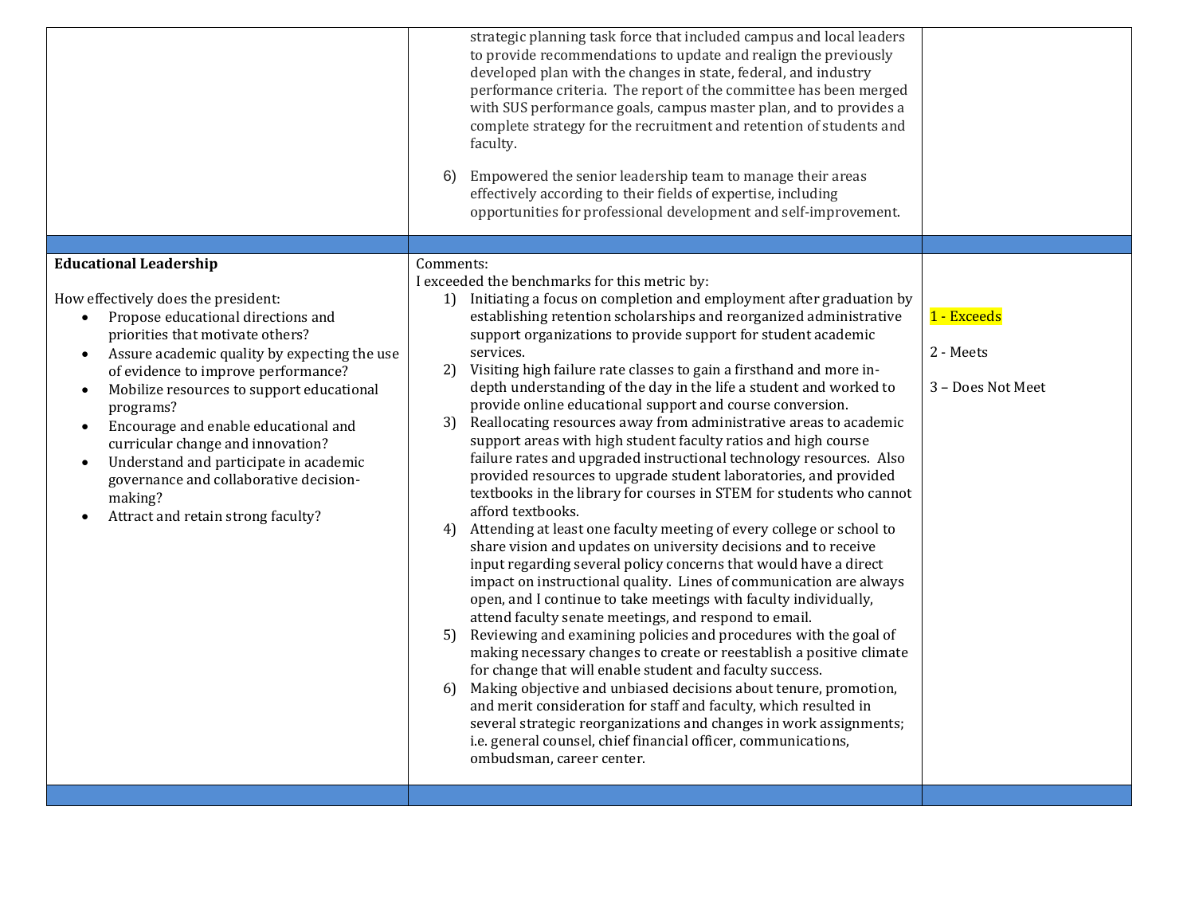| | | |
|---|---|---|
| | strategic planning task force that included campus and local leaders to provide recommendations to update and realign the previously developed plan with the changes in state, federal, and industry performance criteria. The report of the committee has been merged with SUS performance goals, campus master plan, and to provides a complete strategy for the recruitment and retention of students and faculty.<br><br>6) Empowered the senior leadership team to manage their areas effectively according to their fields of expertise, including opportunities for professional development and self-improvement. | |
| | | |
| **Educational Leadership**<br><br>How effectively does the president:<br>• Propose educational directions and priorities that motivate others?<br>• Assure academic quality by expecting the use of evidence to improve performance?<br>• Mobilize resources to support educational programs?<br>• Encourage and enable educational and curricular change and innovation?<br>• Understand and participate in academic governance and collaborative decision-making?<br>• Attract and retain strong faculty? | Comments:<br>I exceeded the benchmarks for this metric by:<br>1) Initiating a focus on completion and employment after graduation by establishing retention scholarships and reorganized administrative support organizations to provide support for student academic services.<br>2) Visiting high failure rate classes to gain a firsthand and more in-depth understanding of the day in the life a student and worked to provide online educational support and course conversion.<br>3) Reallocating resources away from administrative areas to academic support areas with high student faculty ratios and high course failure rates and upgraded instructional technology resources. Also provided resources to upgrade student laboratories, and provided textbooks in the library for courses in STEM for students who cannot afford textbooks.<br>4) Attending at least one faculty meeting of every college or school to share vision and updates on university decisions and to receive input regarding several policy concerns that would have a direct impact on instructional quality. Lines of communication are always open, and I continue to take meetings with faculty individually, attend faculty senate meetings, and respond to email.<br>5) Reviewing and examining policies and procedures with the goal of making necessary changes to create or reestablish a positive climate for change that will enable student and faculty success.<br>6) Making objective and unbiased decisions about tenure, promotion, and merit consideration for staff and faculty, which resulted in several strategic reorganizations and changes in work assignments; i.e. general counsel, chief financial officer, communications, ombudsman, career center. | 1 - Exceeds<br><br>2 - Meets<br><br>3 – Does Not Meet |
| | | |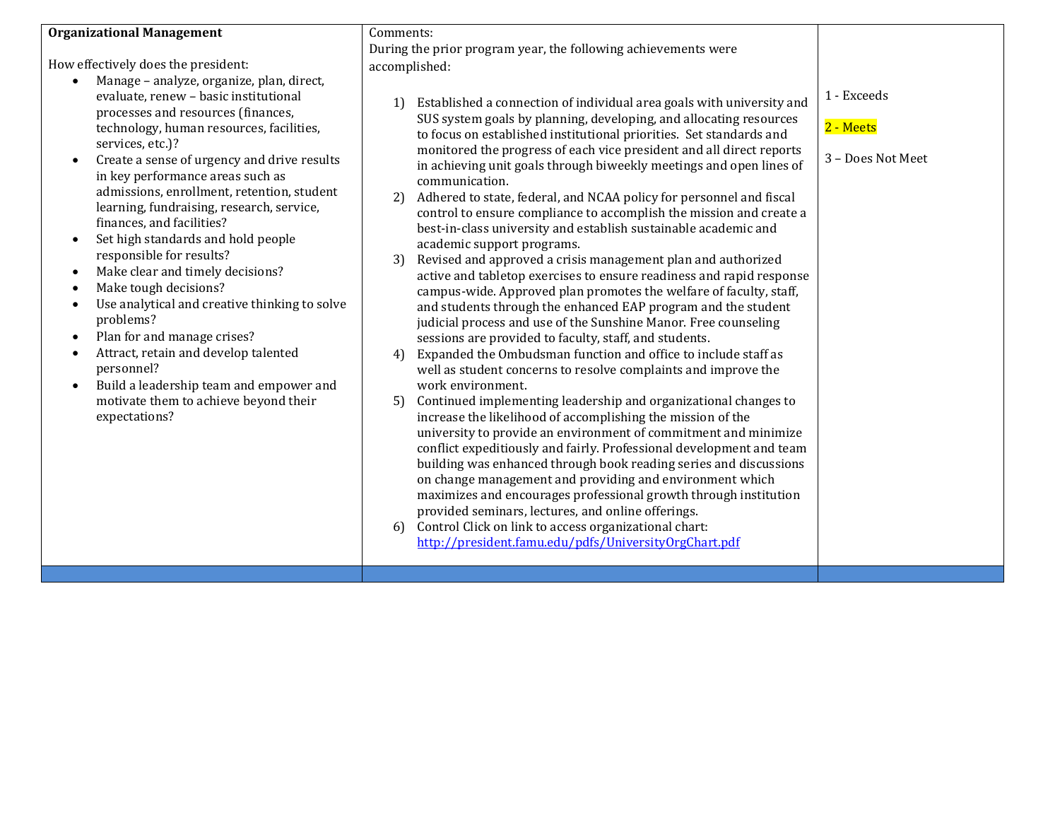| **Organizational Management**<br><br>How effectively does the president:<br>• Manage – analyze, organize, plan, direct, evaluate, renew – basic institutional processes and resources (finances, technology, human resources, facilities, services, etc.)?<br>• Create a sense of urgency and drive results in key performance areas such as admissions, enrollment, retention, student learning, fundraising, research, service, finances, and facilities?<br>• Set high standards and hold people responsible for results?<br>• Make clear and timely decisions?<br>• Make tough decisions?<br>• Use analytical and creative thinking to solve problems?<br>• Plan for and manage crises?<br>• Attract, retain and develop talented personnel?<br>• Build a leadership team and empower and motivate them to achieve beyond their expectations? | Comments:<br>During the prior program year, the following achievements were accomplished:<br><br>1) Established a connection of individual area goals with university and SUS system goals by planning, developing, and allocating resources to focus on established institutional priorities. Set standards and monitored the progress of each vice president and all direct reports in achieving unit goals through biweekly meetings and open lines of communication.<br>2) Adhered to state, federal, and NCAA policy for personnel and fiscal control to ensure compliance to accomplish the mission and create a best-in-class university and establish sustainable academic and academic support programs.<br>3) Revised and approved a crisis management plan and authorized active and tabletop exercises to ensure readiness and rapid response campus-wide. Approved plan promotes the welfare of faculty, staff, and students through the enhanced EAP program and the student judicial process and use of the Sunshine Manor. Free counseling sessions are provided to faculty, staff, and students.<br>4) Expanded the Ombudsman function and office to include staff as well as student concerns to resolve complaints and improve the work environment.<br>5) Continued implementing leadership and organizational changes to increase the likelihood of accomplishing the mission of the university to provide an environment of commitment and minimize conflict expeditiously and fairly. Professional development and team building was enhanced through book reading series and discussions on change management and providing and environment which maximizes and encourages professional growth through institution provided seminars, lectures, and online offerings.<br>6) Control Click on link to access organizational chart: [http://president.famu.edu/pdfs/UniversityOrgChart.pdf](http://president.famu.edu/pdfs/UniversityOrgChart.pdf) | 1 - Exceeds<br><br>2 - Meets<br><br>3 – Does Not Meet |
|---|---|---|
| | | |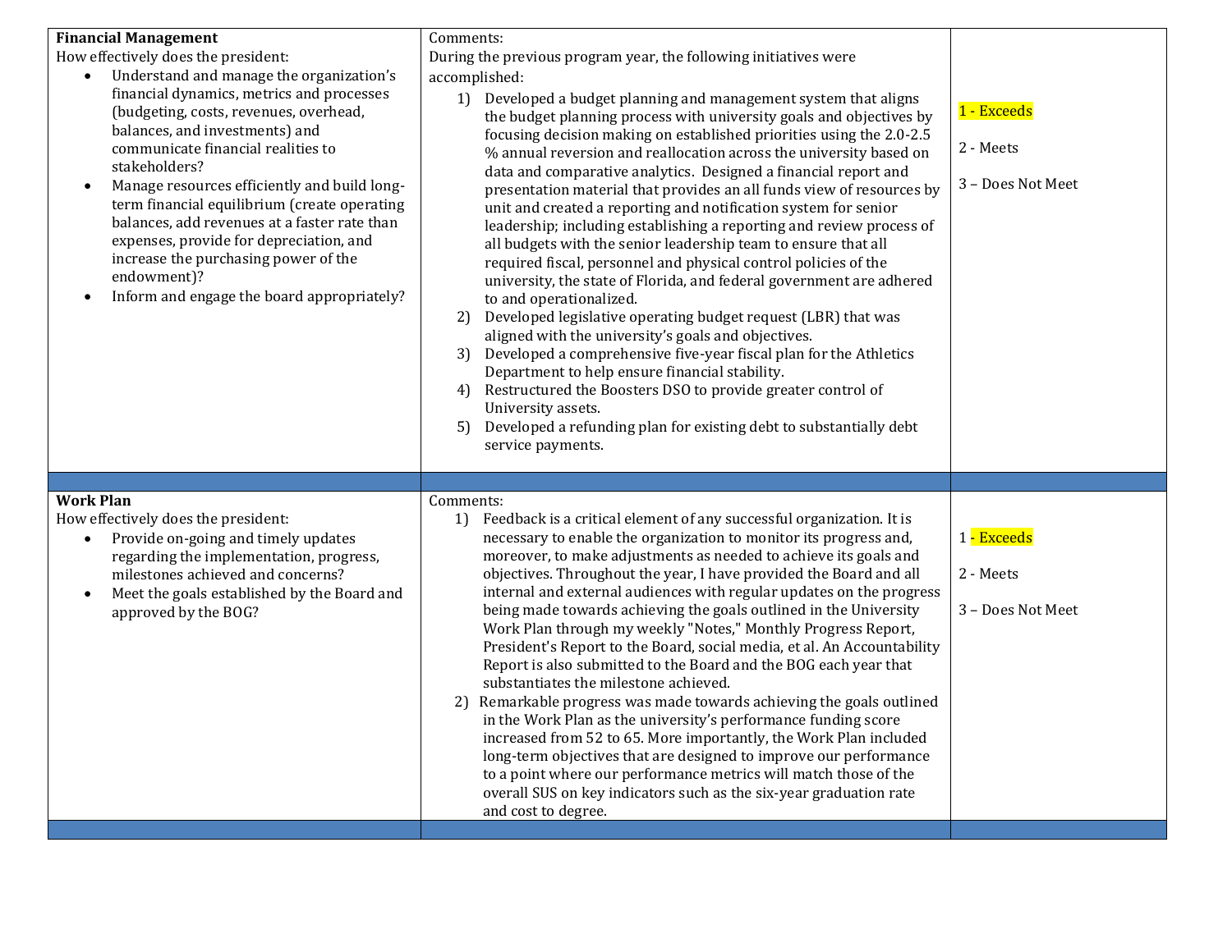| **Financial Management**<br>How effectively does the president:<br>• Understand and manage the organization's financial dynamics, metrics and processes (budgeting, costs, revenues, overhead, balances, and investments) and communicate financial realities to stakeholders?<br>• Manage resources efficiently and build long-term financial equilibrium (create operating balances, add revenues at a faster rate than expenses, provide for depreciation, and increase the purchasing power of the endowment)?<br>• Inform and engage the board appropriately? | Comments:<br>During the previous program year, the following initiatives were accomplished:<br>1) Developed a budget planning and management system that aligns the budget planning process with university goals and objectives by focusing decision making on established priorities using the 2.0-2.5 % annual reversion and reallocation across the university based on data and comparative analytics. Designed a financial report and presentation material that provides an all funds view of resources by unit and created a reporting and notification system for senior leadership; including establishing a reporting and review process of all budgets with the senior leadership team to ensure that all required fiscal, personnel and physical control policies of the university, the state of Florida, and federal government are adhered to and operationalized.<br>2) Developed legislative operating budget request (LBR) that was aligned with the university's goals and objectives.<br>3) Developed a comprehensive five-year fiscal plan for the Athletics Department to help ensure financial stability.<br>4) Restructured the Boosters DSO to provide greater control of University assets.<br>5) Developed a refunding plan for existing debt to substantially debt service payments. | 1 - Exceeds<br><br>2 - Meets<br><br>3 – Does Not Meet |
|---|---|---|
| | | |
| **Work Plan**<br>How effectively does the president:<br>• Provide on-going and timely updates regarding the implementation, progress, milestones achieved and concerns?<br>• Meet the goals established by the Board and approved by the BOG? | Comments:<br>1) Feedback is a critical element of any successful organization. It is necessary to enable the organization to monitor its progress and, moreover, to make adjustments as needed to achieve its goals and objectives. Throughout the year, I have provided the Board and all internal and external audiences with regular updates on the progress being made towards achieving the goals outlined in the University Work Plan through my weekly "Notes," Monthly Progress Report, President's Report to the Board, social media, et al. An Accountability Report is also submitted to the Board and the BOG each year that substantiates the milestone achieved.<br>2) Remarkable progress was made towards achieving the goals outlined in the Work Plan as the university's performance funding score increased from 52 to 65. More importantly, the Work Plan included long-term objectives that are designed to improve our performance to a point where our performance metrics will match those of the overall SUS on key indicators such as the six-year graduation rate and cost to degree. | 1 - Exceeds<br><br>2 - Meets<br><br>3 – Does Not Meet |
| | | |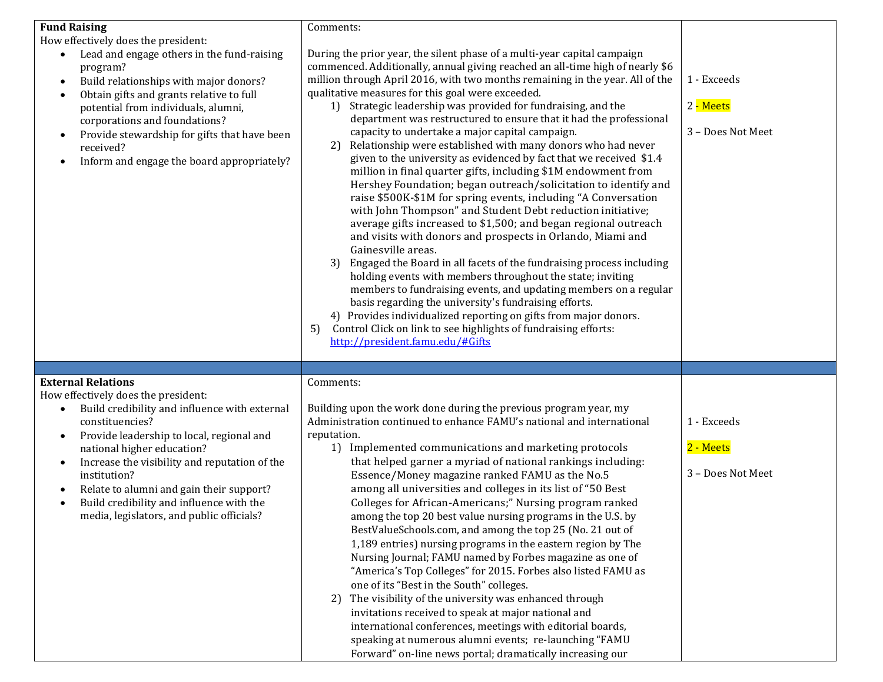| **Fund Raising**<br>How effectively does the president:<br>• Lead and engage others in the fund-raising program?<br>• Build relationships with major donors?<br>• Obtain gifts and grants relative to full potential from individuals, alumni, corporations and foundations?<br>• Provide stewardship for gifts that have been received?<br>• Inform and engage the board appropriately? | Comments:<br><br>During the prior year, the silent phase of a multi-year capital campaign commenced. Additionally, annual giving reached an all-time high of nearly $6 million through April 2016, with two months remaining in the year. All of the qualitative measures for this goal were exceeded.<br>1) Strategic leadership was provided for fundraising, and the department was restructured to ensure that it had the professional capacity to undertake a major capital campaign.<br>2) Relationship were established with many donors who had never given to the university as evidenced by fact that we received $1.4 million in final quarter gifts, including $1M endowment from Hershey Foundation; began outreach/solicitation to identify and raise $500K-$1M for spring events, including "A Conversation with John Thompson" and Student Debt reduction initiative; average gifts increased to $1,500; and began regional outreach and visits with donors and prospects in Orlando, Miami and Gainesville areas.<br>3) Engaged the Board in all facets of the fundraising process including holding events with members throughout the state; inviting members to fundraising events, and updating members on a regular basis regarding the university's fundraising efforts.<br>4) Provides individualized reporting on gifts from major donors.<br>5) Control Click on link to see highlights of fundraising efforts: http://president.famu.edu/#Gifts | 1 - Exceeds<br><br>2 - Meets<br><br>3 – Does Not Meet |
| | | |
| **External Relations**<br>How effectively does the president:<br>• Build credibility and influence with external constituencies?<br>• Provide leadership to local, regional and national higher education?<br>• Increase the visibility and reputation of the institution?<br>• Relate to alumni and gain their support?<br>• Build credibility and influence with the media, legislators, and public officials? | Comments:<br><br>Building upon the work done during the previous program year, my Administration continued to enhance FAMU's national and international reputation.<br>1) Implemented communications and marketing protocols that helped garner a myriad of national rankings including: Essence/Money magazine ranked FAMU as the No.5 among all universities and colleges in its list of "50 Best Colleges for African-Americans;" Nursing program ranked among the top 20 best value nursing programs in the U.S. by BestValueSchools.com, and among the top 25 (No. 21 out of 1,189 entries) nursing programs in the eastern region by The Nursing Journal; FAMU named by Forbes magazine as one of "America's Top Colleges" for 2015. Forbes also listed FAMU as one of its "Best in the South" colleges.<br>2) The visibility of the university was enhanced through invitations received to speak at major national and international conferences, meetings with editorial boards, speaking at numerous alumni events; re-launching "FAMU Forward" on-line news portal; dramatically increasing our | 1 - Exceeds<br><br>2 - Meets<br><br>3 – Does Not Meet |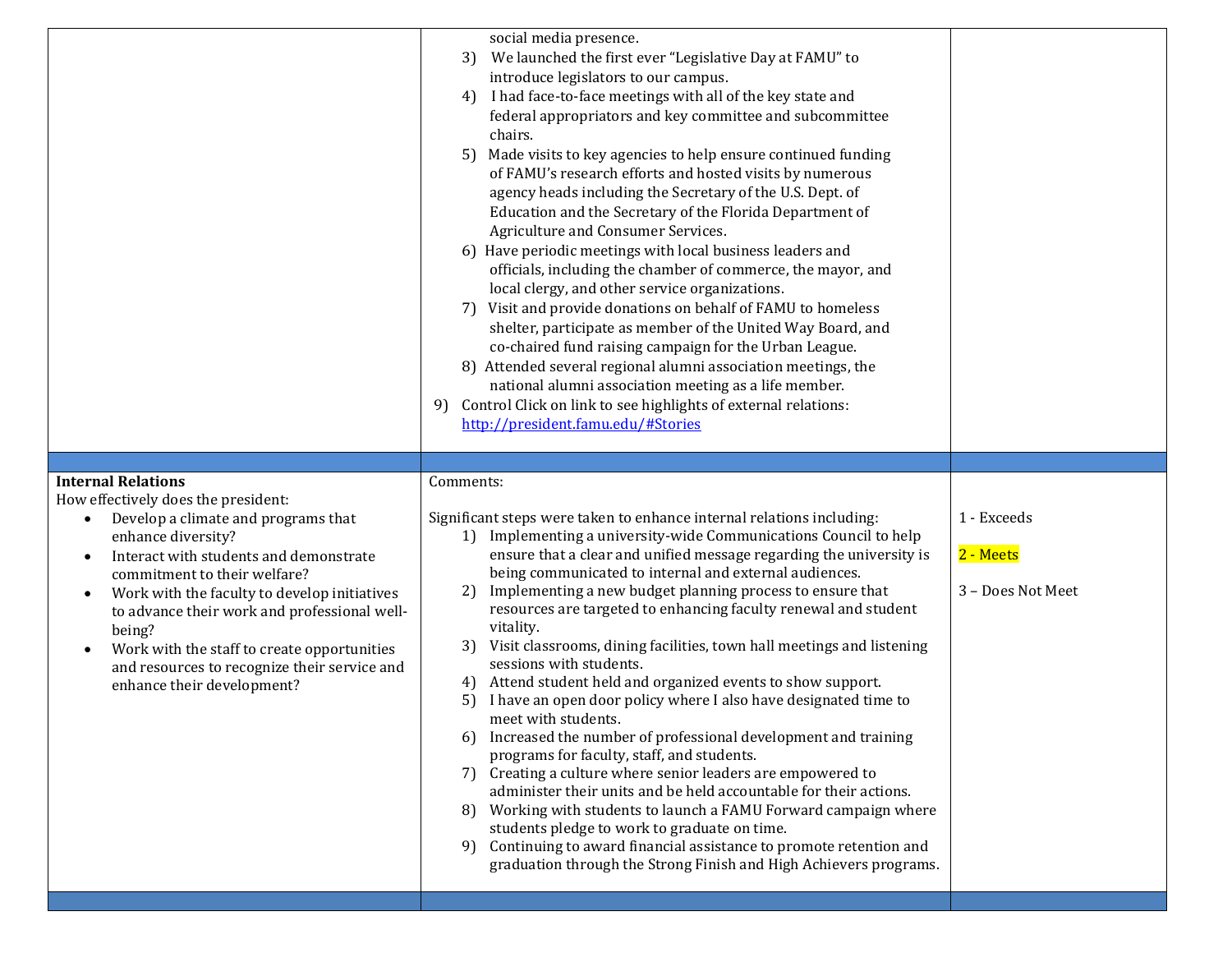| | | |
|---|---|---|
| | social media presence.<br>3) We launched the first ever "Legislative Day at FAMU" to introduce legislators to our campus.<br>4) I had face-to-face meetings with all of the key state and federal appropriators and key committee and subcommittee chairs.<br>5) Made visits to key agencies to help ensure continued funding of FAMU's research efforts and hosted visits by numerous agency heads including the Secretary of the U.S. Dept. of Education and the Secretary of the Florida Department of Agriculture and Consumer Services.<br>6) Have periodic meetings with local business leaders and officials, including the chamber of commerce, the mayor, and local clergy, and other service organizations.<br>7) Visit and provide donations on behalf of FAMU to homeless shelter, participate as member of the United Way Board, and co-chaired fund raising campaign for the Urban League.<br>8) Attended several regional alumni association meetings, the national alumni association meeting as a life member.<br>9) Control Click on link to see highlights of external relations: [http://president.famu.edu/#Stories](http://president.famu.edu/#Stories) | |
| | | |
| **Internal Relations**<br>How effectively does the president:<br>• Develop a climate and programs that enhance diversity?<br>• Interact with students and demonstrate commitment to their welfare?<br>• Work with the faculty to develop initiatives to advance their work and professional well-being?<br>• Work with the staff to create opportunities and resources to recognize their service and enhance their development? | Comments:<br><br>Significant steps were taken to enhance internal relations including:<br>1) Implementing a university-wide Communications Council to help ensure that a clear and unified message regarding the university is being communicated to internal and external audiences.<br>2) Implementing a new budget planning process to ensure that resources are targeted to enhancing faculty renewal and student vitality.<br>3) Visit classrooms, dining facilities, town hall meetings and listening sessions with students.<br>4) Attend student held and organized events to show support.<br>5) I have an open door policy where I also have designated time to meet with students.<br>6) Increased the number of professional development and training programs for faculty, staff, and students.<br>7) Creating a culture where senior leaders are empowered to administer their units and be held accountable for their actions.<br>8) Working with students to launch a FAMU Forward campaign where students pledge to work to graduate on time.<br>9) Continuing to award financial assistance to promote retention and graduation through the Strong Finish and High Achievers programs. | 1 - Exceeds<br><br>2 - Meets (highlighted)<br><br>3 – Does Not Meet |
| | | |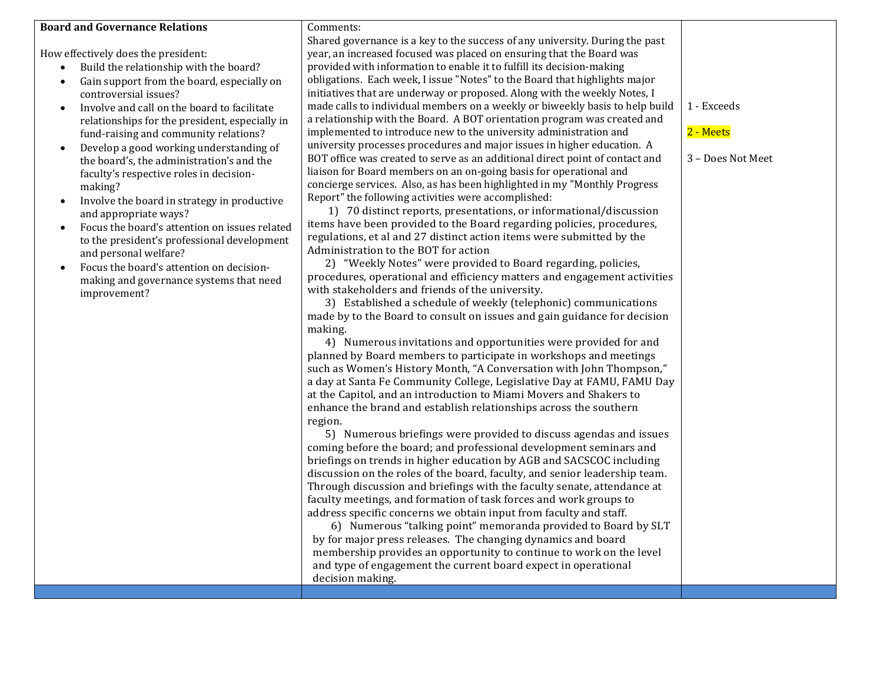| **Board and Governance Relations**<br><br>How effectively does the president:<br>• Build the relationship with the board?<br>• Gain support from the board, especially on controversial issues?<br>• Involve and call on the board to facilitate relationships for the president, especially in fund-raising and community relations?<br>• Develop a good working understanding of the board's, the administration's and the faculty's respective roles in decision-making?<br>• Involve the board in strategy in productive and appropriate ways?<br>• Focus the board's attention on issues related to the president's professional development and personal welfare?<br>• Focus the board's attention on decision-making and governance systems that need improvement? | Comments:<br>Shared governance is a key to the success of any university. During the past year, an increased focused was placed on ensuring that the Board was provided with information to enable it to fulfill its decision-making obligations. Each week, I issue "Notes" to the Board that highlights major initiatives that are underway or proposed. Along with the weekly Notes, I made calls to individual members on a weekly or biweekly basis to help build a relationship with the Board. A BOT orientation program was created and implemented to introduce new to the university administration and university processes procedures and major issues in higher education. A BOT office was created to serve as an additional direct point of contact and liaison for Board members on an on-going basis for operational and concierge services. Also, as has been highlighted in my "Monthly Progress Report" the following activities were accomplished:<br>1) 70 distinct reports, presentations, or informational/discussion items have been provided to the Board regarding policies, procedures, regulations, et al and 27 distinct action items were submitted by the Administration to the BOT for action<br>2) "Weekly Notes" were provided to Board regarding, policies, procedures, operational and efficiency matters and engagement activities with stakeholders and friends of the university.<br>3) Established a schedule of weekly (telephonic) communications made by to the Board to consult on issues and gain guidance for decision making.<br>4) Numerous invitations and opportunities were provided for and planned by Board members to participate in workshops and meetings such as Women's History Month, "A Conversation with John Thompson," a day at Santa Fe Community College, Legislative Day at FAMU, FAMU Day at the Capitol, and an introduction to Miami Movers and Shakers to enhance the brand and establish relationships across the southern region.<br>5) Numerous briefings were provided to discuss agendas and issues coming before the board; and professional development seminars and briefings on trends in higher education by AGB and SACSCOC including discussion on the roles of the board, faculty, and senior leadership team. Through discussion and briefings with the faculty senate, attendance at faculty meetings, and formation of task forces and work groups to address specific concerns we obtain input from faculty and staff.<br>6) Numerous "talking point" memoranda provided to Board by SLT by for major press releases. The changing dynamics and board membership provides an opportunity to continue to work on the level and type of engagement the current board expect in operational decision making. | 1 - Exceeds<br><br>2 - Meets<br><br>3 – Does Not Meet |
|---|---|---|
| | | |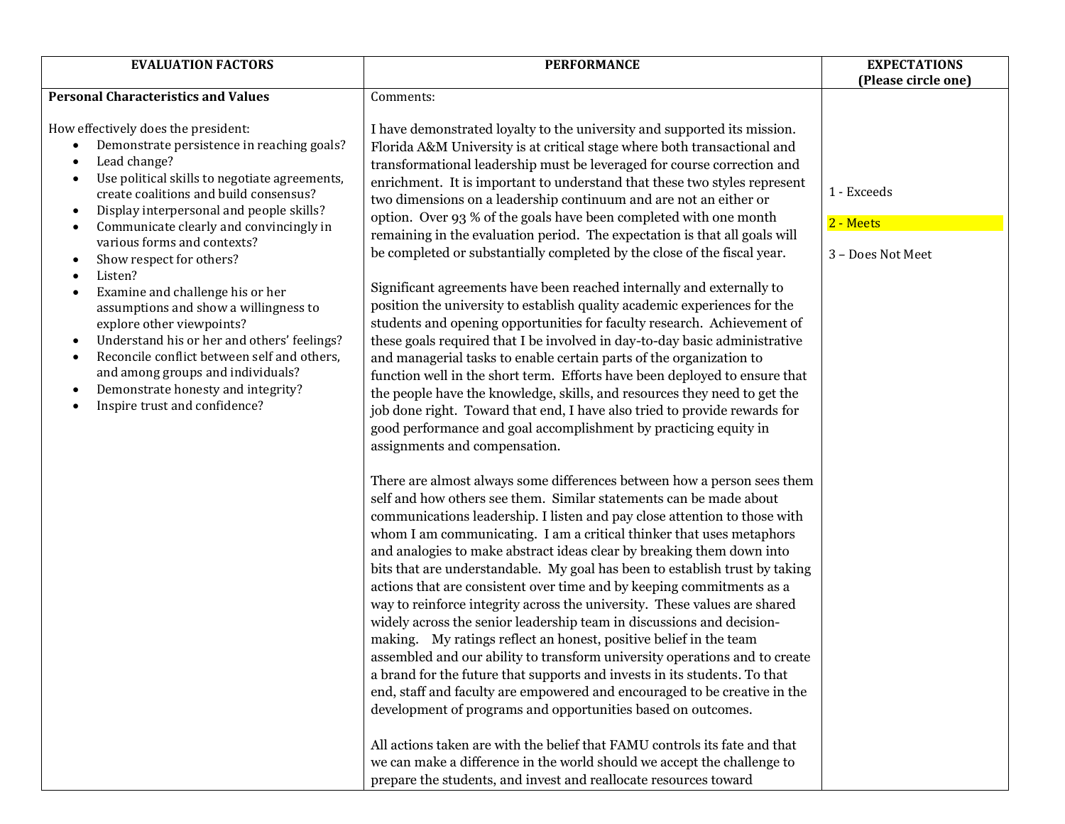| EVALUATION FACTORS | PERFORMANCE | EXPECTATIONS (Please circle one) |
|---|---|---|
| **Personal Characteristics and Values**<br><br>How effectively does the president:<br>• Demonstrate persistence in reaching goals?<br>• Lead change?<br>• Use political skills to negotiate agreements, create coalitions and build consensus?<br>• Display interpersonal and people skills?<br>• Communicate clearly and convincingly in various forms and contexts?<br>• Show respect for others?<br>• Listen?<br>• Examine and challenge his or her assumptions and show a willingness to explore other viewpoints?<br>• Understand his or her and others' feelings?<br>• Reconcile conflict between self and others, and among groups and individuals?<br>• Demonstrate honesty and integrity?<br>• Inspire trust and confidence? | Comments:<br><br>I have demonstrated loyalty to the university and supported its mission. Florida A&M University is at critical stage where both transactional and transformational leadership must be leveraged for course correction and enrichment. It is important to understand that these two styles represent two dimensions on a leadership continuum and are not an either or option. Over 93 % of the goals have been completed with one month remaining in the evaluation period. The expectation is that all goals will be completed or substantially completed by the close of the fiscal year.<br><br>Significant agreements have been reached internally and externally to position the university to establish quality academic experiences for the students and opening opportunities for faculty research. Achievement of these goals required that I be involved in day-to-day basic administrative and managerial tasks to enable certain parts of the organization to function well in the short term. Efforts have been deployed to ensure that the people have the knowledge, skills, and resources they need to get the job done right. Toward that end, I have also tried to provide rewards for good performance and goal accomplishment by practicing equity in assignments and compensation.<br><br>There are almost always some differences between how a person sees them self and how others see them. Similar statements can be made about communications leadership. I listen and pay close attention to those with whom I am communicating. I am a critical thinker that uses metaphors and analogies to make abstract ideas clear by breaking them down into bits that are understandable. My goal has been to establish trust by taking actions that are consistent over time and by keeping commitments as a way to reinforce integrity across the university. These values are shared widely across the senior leadership team in discussions and decision-making. My ratings reflect an honest, positive belief in the team assembled and our ability to transform university operations and to create a brand for the future that supports and invests in its students. To that end, staff and faculty are empowered and encouraged to be creative in the development of programs and opportunities based on outcomes.<br><br>All actions taken are with the belief that FAMU controls its fate and that we can make a difference in the world should we accept the challenge to prepare the students, and invest and reallocate resources toward | 1 - Exceeds<br><br>2 - Meets (highlighted)<br><br>3 – Does Not Meet |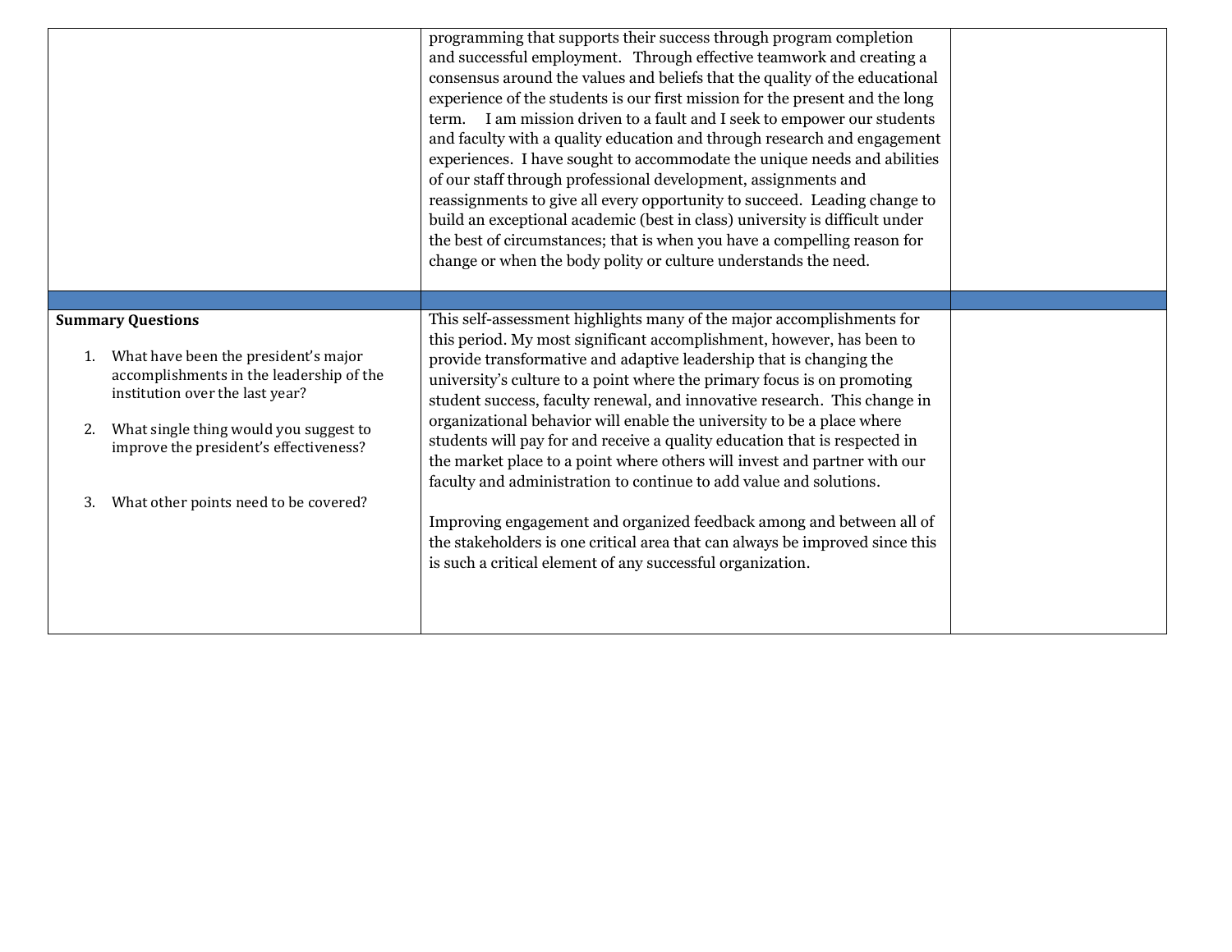| | | |
|---|---|---|
| | programming that supports their success through program completion and successful employment. Through effective teamwork and creating a consensus around the values and beliefs that the quality of the educational experience of the students is our first mission for the present and the long term. I am mission driven to a fault and I seek to empower our students and faculty with a quality education and through research and engagement experiences. I have sought to accommodate the unique needs and abilities of our staff through professional development, assignments and reassignments to give all every opportunity to succeed. Leading change to build an exceptional academic (best in class) university is difficult under the best of circumstances; that is when you have a compelling reason for change or when the body polity or culture understands the need. | |
| | | |
| **Summary Questions**<br><br>1. What have been the president's major accomplishments in the leadership of the institution over the last year?<br><br>2. What single thing would you suggest to improve the president's effectiveness?<br><br>3. What other points need to be covered? | This self-assessment highlights many of the major accomplishments for this period. My most significant accomplishment, however, has been to provide transformative and adaptive leadership that is changing the university's culture to a point where the primary focus is on promoting student success, faculty renewal, and innovative research. This change in organizational behavior will enable the university to be a place where students will pay for and receive a quality education that is respected in the market place to a point where others will invest and partner with our faculty and administration to continue to add value and solutions.<br><br>Improving engagement and organized feedback among and between all of the stakeholders is one critical area that can always be improved since this is such a critical element of any successful organization. | |